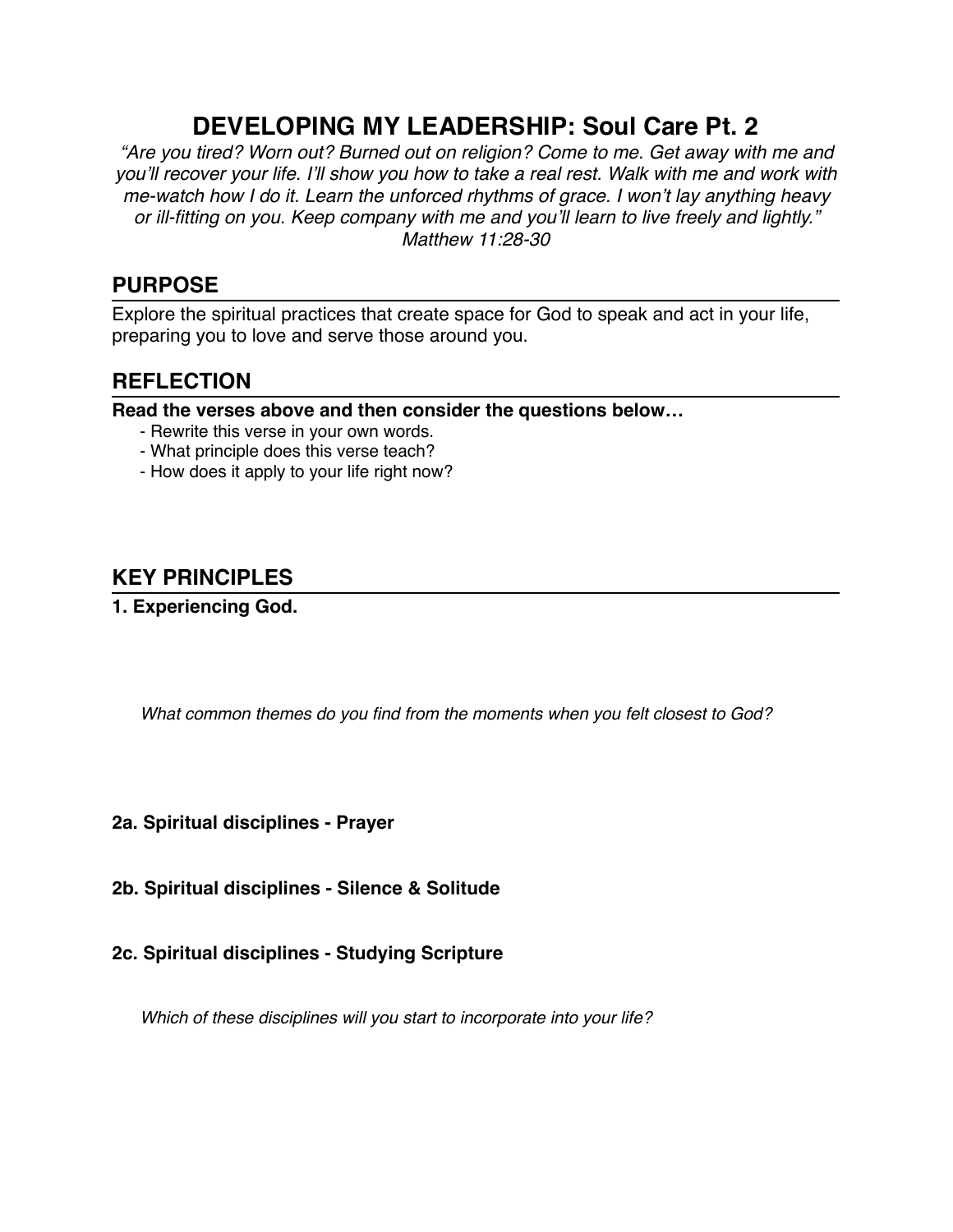# DEVELOPING MY LEADERSHIP: Soul Care Pt. 2

*"Are you tired? Worn out? Burned out on religion? Come to me. Get away with me and you'll recover your life. I'll show you how to take a real rest. Walk with me and work with me-watch how I do it. Learn the unforced rhythms of grace. I won't lay anything heavy or ill-fitting on you. Keep company with me and you'll learn to live freely and lightly."*
*Matthew 11:28-30*

## PURPOSE

Explore the spiritual practices that create space for God to speak and act in your life, preparing you to love and serve those around you.

## REFLECTION

**Read the verses above and then consider the questions below…**

- Rewrite this verse in your own words.
- What principle does this verse teach?
- How does it apply to your life right now?

## KEY PRINCIPLES

**1. Experiencing God.**

*What common themes do you find from the moments when you felt closest to God?*

**2a. Spiritual disciplines - Prayer**

**2b. Spiritual disciplines - Silence & Solitude**

**2c. Spiritual disciplines - Studying Scripture**

*Which of these disciplines will you start to incorporate into your life?*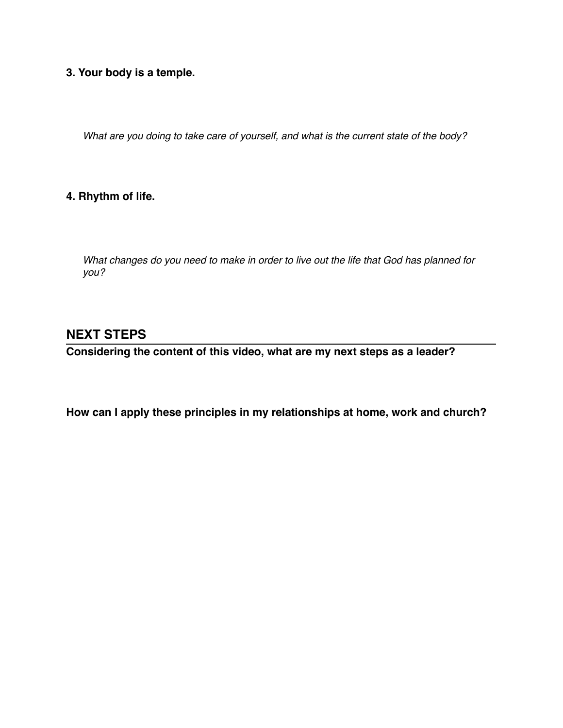**3. Your body is a temple.**

*What are you doing to take care of yourself, and what is the current state of the body?*

**4. Rhythm of life.**

*What changes do you need to make in order to live out the life that God has planned for you?*

## NEXT STEPS

**Considering the content of this video, what are my next steps as a leader?**

**How can I apply these principles in my relationships at home, work and church?**